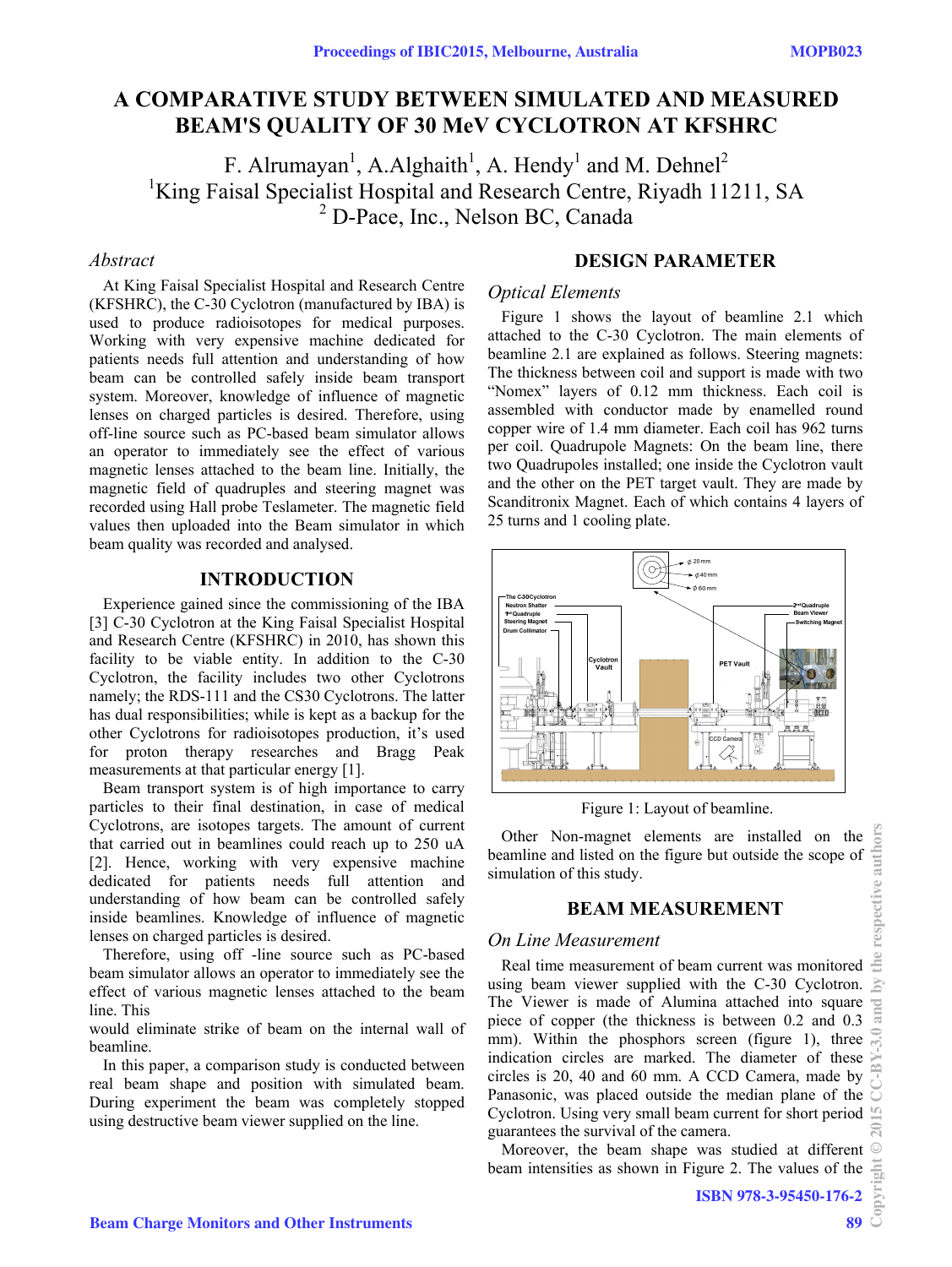# A COMPARATIVE STUDY BETWEEN SIMULATED AND MEASURED BEAM'S QUALITY OF 30 MeV CYCLOTRON AT KFSHRC

F. Alrumayan[1], A.Alghaith[1], A. Hendy[1] and M. Dehnel[2]

[1]King Faisal Specialist Hospital and Research Centre, Riyadh 11211, SA

[2] D-Pace, Inc., Nelson BC, Canada

### *Abstract*

At King Faisal Specialist Hospital and Research Centre (KFSHRC), the C-30 Cyclotron (manufactured by IBA) is used to produce radioisotopes for medical purposes. Working with very expensive machine dedicated for patients needs full attention and understanding of how beam can be controlled safely inside beam transport system. Moreover, knowledge of influence of magnetic lenses on charged particles is desired. Therefore, using off-line source such as PC-based beam simulator allows an operator to immediately see the effect of various magnetic lenses attached to the beam line. Initially, the magnetic field of quadruples and steering magnet was recorded using Hall probe Teslameter. The magnetic field values then uploaded into the Beam simulator in which beam quality was recorded and analysed.

## INTRODUCTION

Experience gained since the commissioning of the IBA [3] C-30 Cyclotron at the King Faisal Specialist Hospital and Research Centre (KFSHRC) in 2010, has shown this facility to be viable entity. In addition to the C-30 Cyclotron, the facility includes two other Cyclotrons namely; the RDS-111 and the CS30 Cyclotrons. The latter has dual responsibilities; while is kept as a backup for the other Cyclotrons for radioisotopes production, it's used for proton therapy researches and Bragg Peak measurements at that particular energy [1].

Beam transport system is of high importance to carry particles to their final destination, in case of medical Cyclotrons, are isotopes targets. The amount of current that carried out in beamlines could reach up to 250 uA [2]. Hence, working with very expensive machine dedicated for patients needs full attention and understanding of how beam can be controlled safely inside beamlines. Knowledge of influence of magnetic lenses on charged particles is desired.

Therefore, using off -line source such as PC-based beam simulator allows an operator to immediately see the effect of various magnetic lenses attached to the beam line. This

would eliminate strike of beam on the internal wall of beamline.

In this paper, a comparison study is conducted between real beam shape and position with simulated beam. During experiment the beam was completely stopped using destructive beam viewer supplied on the line.

## DESIGN PARAMETER

### *Optical Elements*

Figure 1 shows the layout of beamline 2.1 which attached to the C-30 Cyclotron. The main elements of beamline 2.1 are explained as follows. Steering magnets: The thickness between coil and support is made with two "Nomex" layers of 0.12 mm thickness. Each coil is assembled with conductor made by enamelled round copper wire of 1.4 mm diameter. Each coil has 962 turns per coil. Quadrupole Magnets: On the beam line, there two Quadrupoles installed; one inside the Cyclotron vault and the other on the PET target vault. They are made by Scanditronix Magnet. Each of which contains 4 layers of 25 turns and 1 cooling plate.

Figure 1: Layout of beamline.

Other Non-magnet elements are installed on the beamline and listed on the figure but outside the scope of simulation of this study.

## BEAM MEASUREMENT

### *On Line Measurement*

Real time measurement of beam current was monitored using beam viewer supplied with the C-30 Cyclotron. The Viewer is made of Alumina attached into square piece of copper (the thickness is between 0.2 and 0.3 mm). Within the phosphors screen (figure 1), three indication circles are marked. The diameter of these circles is 20, 40 and 60 mm. A CCD Camera, made by Panasonic, was placed outside the median plane of the Cyclotron. Using very small beam current for short period guarantees the survival of the camera.

Moreover, the beam shape was studied at different beam intensities as shown in Figure 2. The values of the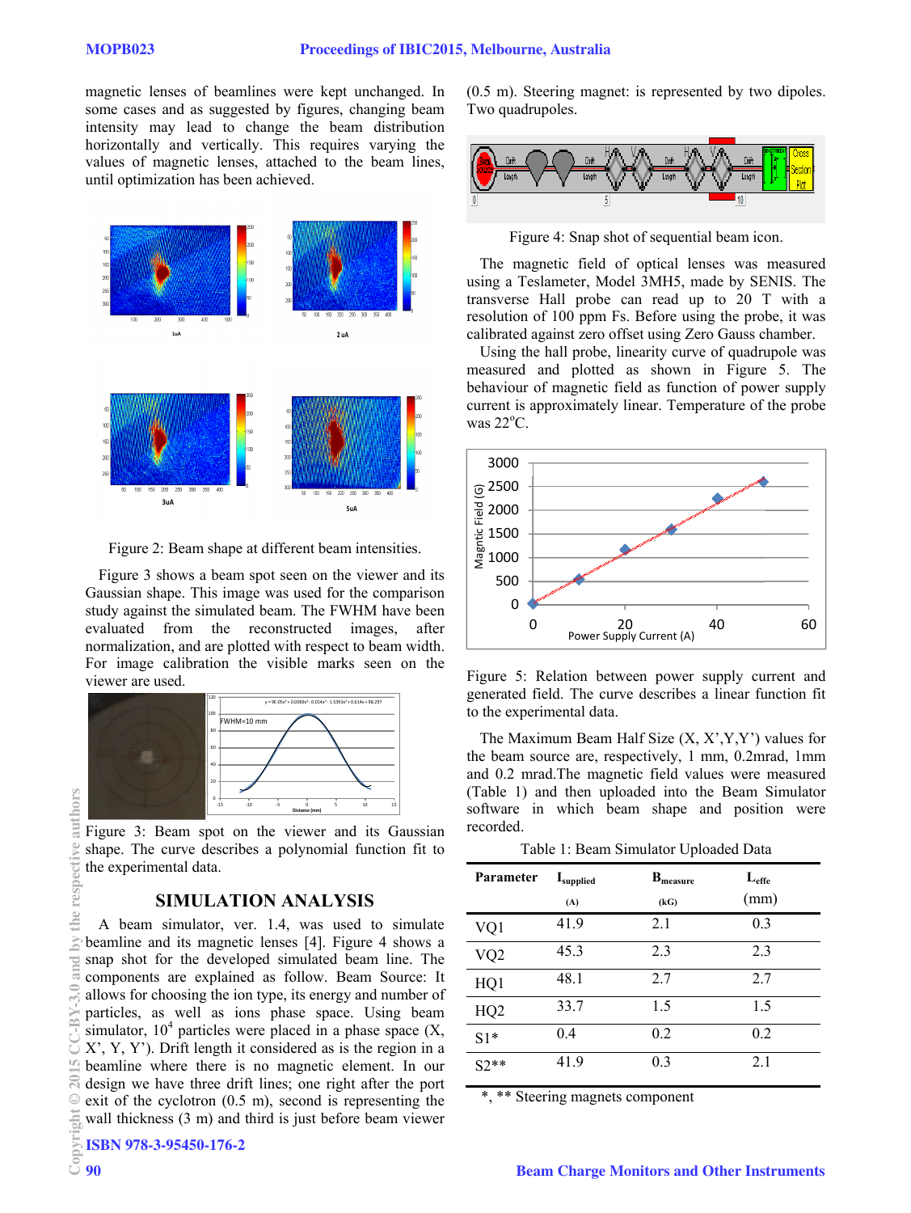magnetic lenses of beamlines were kept unchanged. In some cases and as suggested by figures, changing beam intensity may lead to change the beam distribution horizontally and vertically. This requires varying the values of magnetic lenses, attached to the beam lines, until optimization has been achieved.

Figure 2: Beam shape at different beam intensities.

Figure 3 shows a beam spot seen on the viewer and its Gaussian shape. This image was used for the comparison study against the simulated beam. The FWHM have been evaluated from the reconstructed images, after normalization, and are plotted with respect to beam width. For image calibration the visible marks seen on the viewer are used.

Figure 3: Beam spot on the viewer and its Gaussian shape. The curve describes a polynomial function fit to the experimental data.

## SIMULATION ANALYSIS

A beam simulator, ver. 1.4, was used to simulate beamline and its magnetic lenses [4]. Figure 4 shows a snap shot for the developed simulated beam line. The components are explained as follow. Beam Source: It allows for choosing the ion type, its energy and number of particles, as well as ions phase space. Using beam simulator, $10^4$ particles were placed in a phase space (X, X', Y, Y'). Drift length it considered as is the region in a beamline where there is no magnetic element. In our design we have three drift lines; one right after the port exit of the cyclotron (0.5 m), second is representing the wall thickness (3 m) and third is just before beam viewer (0.5 m). Steering magnet: is represented by two dipoles. Two quadrupoles.

Figure 4: Snap shot of sequential beam icon.

The magnetic field of optical lenses was measured using a Teslameter, Model 3MH5, made by SENIS. The transverse Hall probe can read up to 20 T with a resolution of 100 ppm Fs. Before using the probe, it was calibrated against zero offset using Zero Gauss chamber.

Using the hall probe, linearity curve of quadrupole was measured and plotted as shown in Figure 5. The behaviour of magnetic field as function of power supply current is approximately linear. Temperature of the probe was 22$^{o}$C.

Figure 5: Relation between power supply current and generated field. The curve describes a linear function fit to the experimental data.

The Maximum Beam Half Size (X, X',Y,Y') values for the beam source are, respectively, 1 mm, 0.2mrad, 1mm and 0.2 mrad.The magnetic field values were measured (Table 1) and then uploaded into the Beam Simulator software in which beam shape and position were recorded.

Table 1: Beam Simulator Uploaded Data

| Parameter | $I_{supplied}$ (A) | $B_{measure}$ (kG) | $L_{effe}$ (mm) |
|---|---|---|---|
| VQ1 | 41.9 | 2.1 | 0.3 |
| VQ2 | 45.3 | 2.3 | 2.3 |
| HQ1 | 48.1 | 2.7 | 2.7 |
| HQ2 | 33.7 | 1.5 | 1.5 |
| S1* | 0.4 | 0.2 | 0.2 |
| S2** | 41.9 | 0.3 | 2.1 |

*, ** Steering magnets component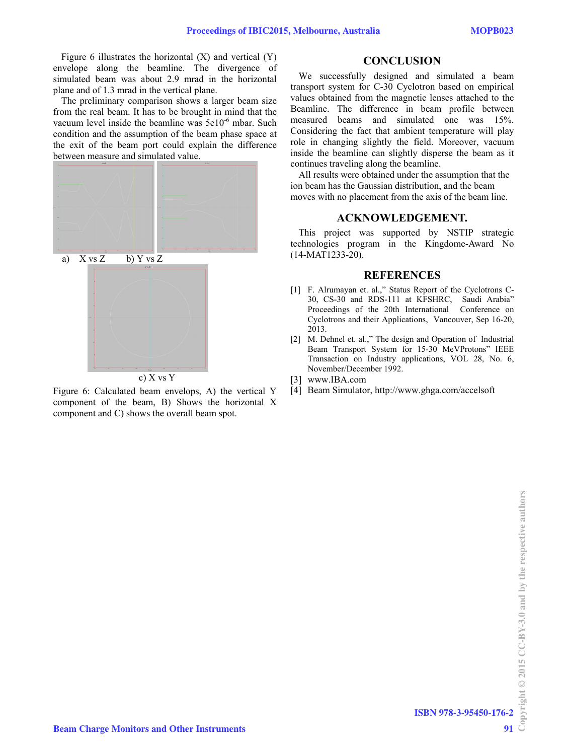Figure 6 illustrates the horizontal (X) and vertical (Y) envelope along the beamline. The divergence of simulated beam was about 2.9 mrad in the horizontal plane and of 1.3 mrad in the vertical plane.

The preliminary comparison shows a larger beam size from the real beam. It has to be brought in mind that the vacuum level inside the beamline was $5e10^{-6}$ mbar. Such condition and the assumption of the beam phase space at the exit of the beam port could explain the difference between measure and simulated value.

a) X vs Z b) Y vs Z

c) X vs Y

Figure 6: Calculated beam envelops, A) the vertical Y component of the beam, B) Shows the horizontal X component and C) shows the overall beam spot.

## CONCLUSION

We successfully designed and simulated a beam transport system for C-30 Cyclotron based on empirical values obtained from the magnetic lenses attached to the Beamline. The difference in beam profile between measured beams and simulated one was 15%. Considering the fact that ambient temperature will play role in changing slightly the field. Moreover, vacuum inside the beamline can slightly disperse the beam as it continues traveling along the beamline.

All results were obtained under the assumption that the ion beam has the Gaussian distribution, and the beam moves with no placement from the axis of the beam line.

## ACKNOWLEDGEMENT.

This project was supported by NSTIP strategic technologies program in the Kingdome-Award No (14-MAT1233-20).

## REFERENCES

[1] F. Alrumayan et. al.," Status Report of the Cyclotrons C-30, CS-30 and RDS-111 at KFSHRC, Saudi Arabia" Proceedings of the 20th International Conference on Cyclotrons and their Applications, Vancouver, Sep 16-20, 2013.

[2] M. Dehnel et. al.," The design and Operation of Industrial Beam Transport System for 15-30 MeVProtons" IEEE Transaction on Industry applications, VOL 28, No. 6, November/December 1992.

[3] www.IBA.com

[4] Beam Simulator, http://www.ghga.com/accelsoft